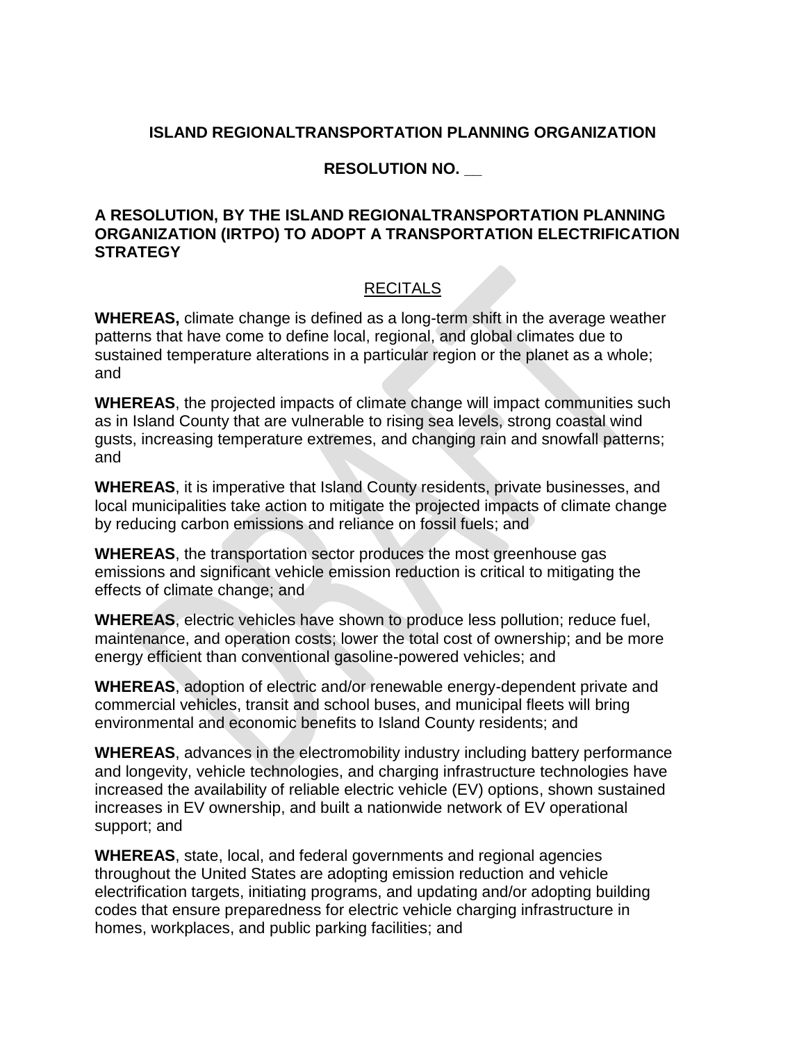**ISLAND REGIONALTRANSPORTATION PLANNING ORGANIZATION**

**RESOLUTION NO. __**

**A RESOLUTION, BY THE ISLAND REGIONALTRANSPORTATION PLANNING ORGANIZATION (IRTPO) TO ADOPT A TRANSPORTATION ELECTRIFICATION STRATEGY**

RECITALS

**WHEREAS,** climate change is defined as a long-term shift in the average weather patterns that have come to define local, regional, and global climates due to sustained temperature alterations in a particular region or the planet as a whole; and

**WHEREAS**, the projected impacts of climate change will impact communities such as in Island County that are vulnerable to rising sea levels, strong coastal wind gusts, increasing temperature extremes, and changing rain and snowfall patterns; and

**WHEREAS**, it is imperative that Island County residents, private businesses, and local municipalities take action to mitigate the projected impacts of climate change by reducing carbon emissions and reliance on fossil fuels; and

**WHEREAS**, the transportation sector produces the most greenhouse gas emissions and significant vehicle emission reduction is critical to mitigating the effects of climate change; and

**WHEREAS**, electric vehicles have shown to produce less pollution; reduce fuel, maintenance, and operation costs; lower the total cost of ownership; and be more energy efficient than conventional gasoline-powered vehicles; and

**WHEREAS**, adoption of electric and/or renewable energy-dependent private and commercial vehicles, transit and school buses, and municipal fleets will bring environmental and economic benefits to Island County residents; and

**WHEREAS**, advances in the electromobility industry including battery performance and longevity, vehicle technologies, and charging infrastructure technologies have increased the availability of reliable electric vehicle (EV) options, shown sustained increases in EV ownership, and built a nationwide network of EV operational support; and

**WHEREAS**, state, local, and federal governments and regional agencies throughout the United States are adopting emission reduction and vehicle electrification targets, initiating programs, and updating and/or adopting building codes that ensure preparedness for electric vehicle charging infrastructure in homes, workplaces, and public parking facilities; and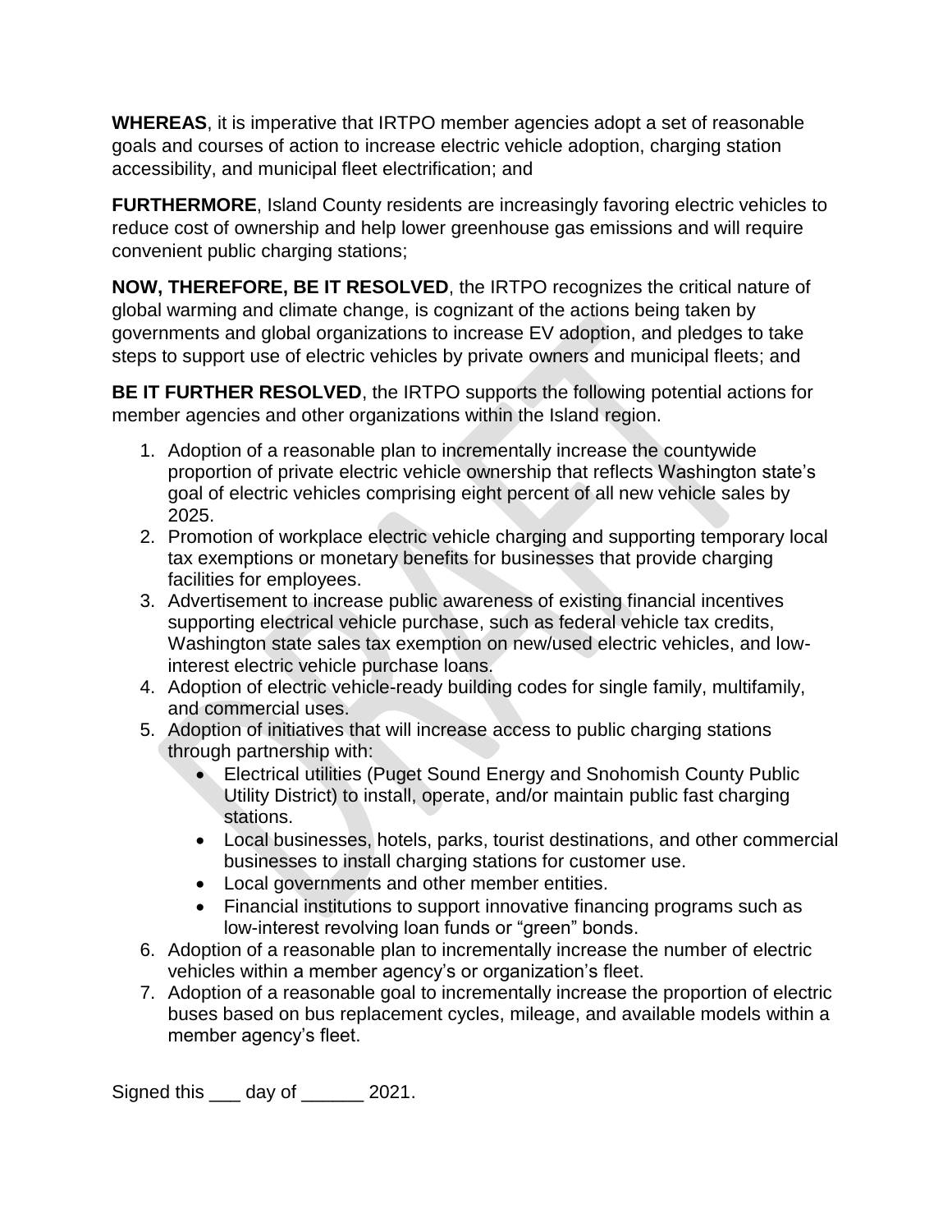**WHEREAS**, it is imperative that IRTPO member agencies adopt a set of reasonable goals and courses of action to increase electric vehicle adoption, charging station accessibility, and municipal fleet electrification; and

**FURTHERMORE**, Island County residents are increasingly favoring electric vehicles to reduce cost of ownership and help lower greenhouse gas emissions and will require convenient public charging stations;

**NOW, THEREFORE, BE IT RESOLVED**, the IRTPO recognizes the critical nature of global warming and climate change, is cognizant of the actions being taken by governments and global organizations to increase EV adoption, and pledges to take steps to support use of electric vehicles by private owners and municipal fleets; and

**BE IT FURTHER RESOLVED**, the IRTPO supports the following potential actions for member agencies and other organizations within the Island region.

1. Adoption of a reasonable plan to incrementally increase the countywide proportion of private electric vehicle ownership that reflects Washington state's goal of electric vehicles comprising eight percent of all new vehicle sales by 2025.
2. Promotion of workplace electric vehicle charging and supporting temporary local tax exemptions or monetary benefits for businesses that provide charging facilities for employees.
3. Advertisement to increase public awareness of existing financial incentives supporting electrical vehicle purchase, such as federal vehicle tax credits, Washington state sales tax exemption on new/used electric vehicles, and low-interest electric vehicle purchase loans.
4. Adoption of electric vehicle-ready building codes for single family, multifamily, and commercial uses.
5. Adoption of initiatives that will increase access to public charging stations through partnership with:
   - Electrical utilities (Puget Sound Energy and Snohomish County Public Utility District) to install, operate, and/or maintain public fast charging stations.
   - Local businesses, hotels, parks, tourist destinations, and other commercial businesses to install charging stations for customer use.
   - Local governments and other member entities.
   - Financial institutions to support innovative financing programs such as low-interest revolving loan funds or "green" bonds.
6. Adoption of a reasonable plan to incrementally increase the number of electric vehicles within a member agency's or organization's fleet.
7. Adoption of a reasonable goal to incrementally increase the proportion of electric buses based on bus replacement cycles, mileage, and available models within a member agency's fleet.

Signed this ___ day of ______ 2021.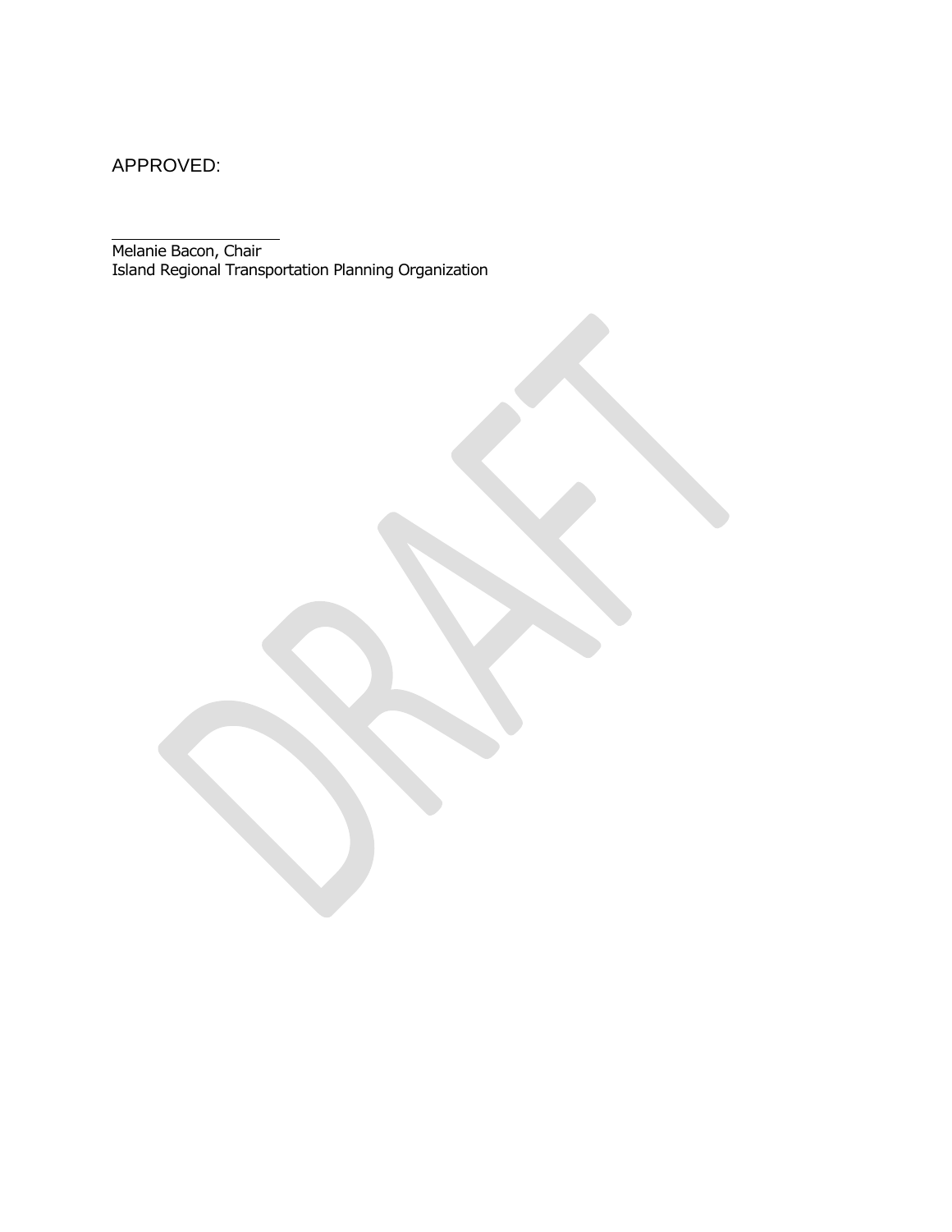APPROVED:

\_\_\_\_\_\_\_\_\_\_\_\_\_\_\_\_\_\_\_\_\_\_

Melanie Bacon, Chair
Island Regional Transportation Planning Organization

DRAFT